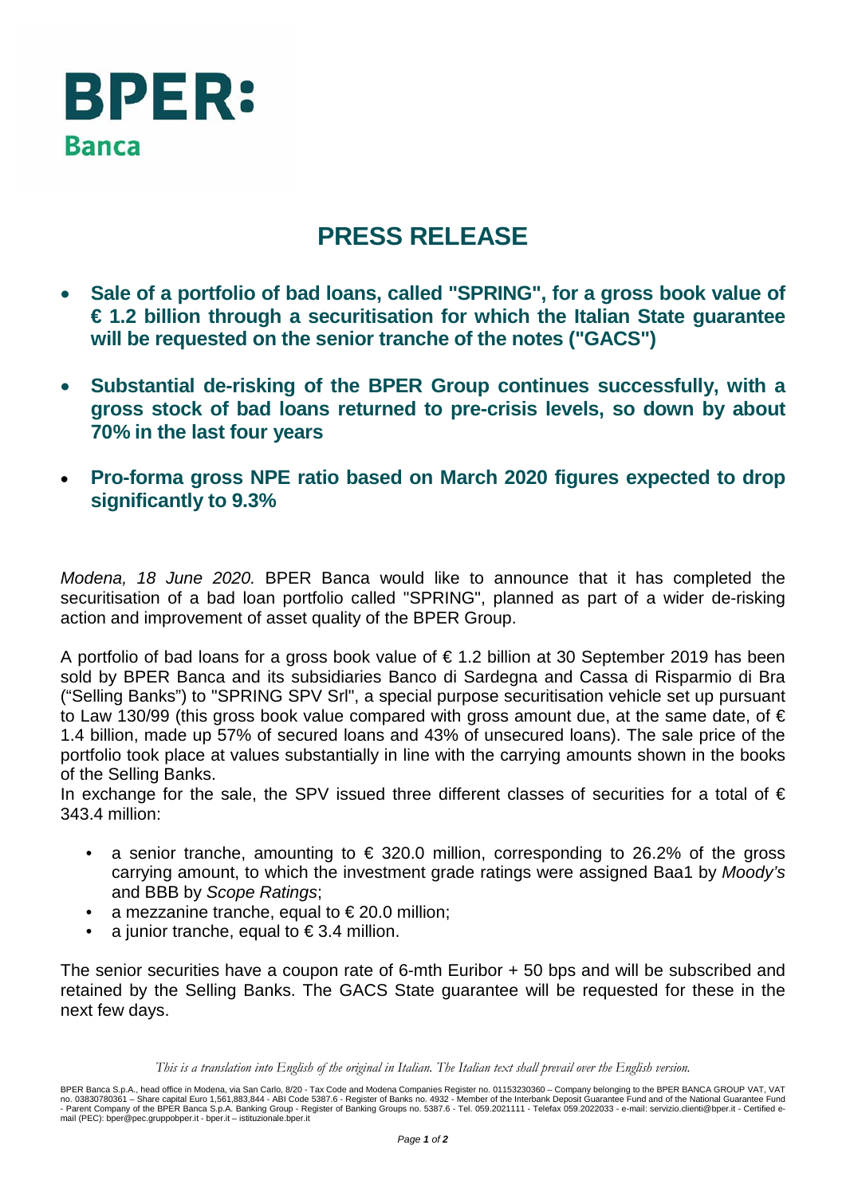**BPER:**
**Banca**

# PRESS RELEASE

- **Sale of a portfolio of bad loans, called "SPRING", for a gross book value of € 1.2 billion through a securitisation for which the Italian State guarantee will be requested on the senior tranche of the notes ("GACS")**

- **Substantial de-risking of the BPER Group continues successfully, with a gross stock of bad loans returned to pre-crisis levels, so down by about 70% in the last four years**

- **Pro-forma gross NPE ratio based on March 2020 figures expected to drop significantly to 9.3%**

*Modena, 18 June 2020.* BPER Banca would like to announce that it has completed the securitisation of a bad loan portfolio called "SPRING", planned as part of a wider de-risking action and improvement of asset quality of the BPER Group.

A portfolio of bad loans for a gross book value of € 1.2 billion at 30 September 2019 has been sold by BPER Banca and its subsidiaries Banco di Sardegna and Cassa di Risparmio di Bra ("Selling Banks") to "SPRING SPV Srl", a special purpose securitisation vehicle set up pursuant to Law 130/99 (this gross book value compared with gross amount due, at the same date, of € 1.4 billion, made up 57% of secured loans and 43% of unsecured loans). The sale price of the portfolio took place at values substantially in line with the carrying amounts shown in the books of the Selling Banks.

In exchange for the sale, the SPV issued three different classes of securities for a total of € 343.4 million:

- a senior tranche, amounting to € 320.0 million, corresponding to 26.2% of the gross carrying amount, to which the investment grade ratings were assigned Baa1 by *Moody's* and BBB by *Scope Ratings*;
- a mezzanine tranche, equal to € 20.0 million;
- a junior tranche, equal to € 3.4 million.

The senior securities have a coupon rate of 6-mth Euribor + 50 bps and will be subscribed and retained by the Selling Banks. The GACS State guarantee will be requested for these in the next few days.

*This is a translation into English of the original in Italian. The Italian text shall prevail over the English version.*

BPER Banca S.p.A., head office in Modena, via San Carlo, 8/20 - Tax Code and Modena Companies Register no. 01153230360 – Company belonging to the BPER BANCA GROUP VAT, VAT no. 03830780361 – Share capital Euro 1,561,883,844 - ABI Code 5387.6 - Register of Banks no. 4932 - Member of the Interbank Deposit Guarantee Fund and of the National Guarantee Fund - Parent Company of the BPER Banca S.p.A. Banking Group - Register of Banking Groups no. 5387.6 - Tel. 059.2021111 - Telefax 059.2022033 - e-mail: servizio.clienti@bper.it - Certified e-mail (PEC): bper@pec.gruppobper.it - bper.it – istituzionale.bper.it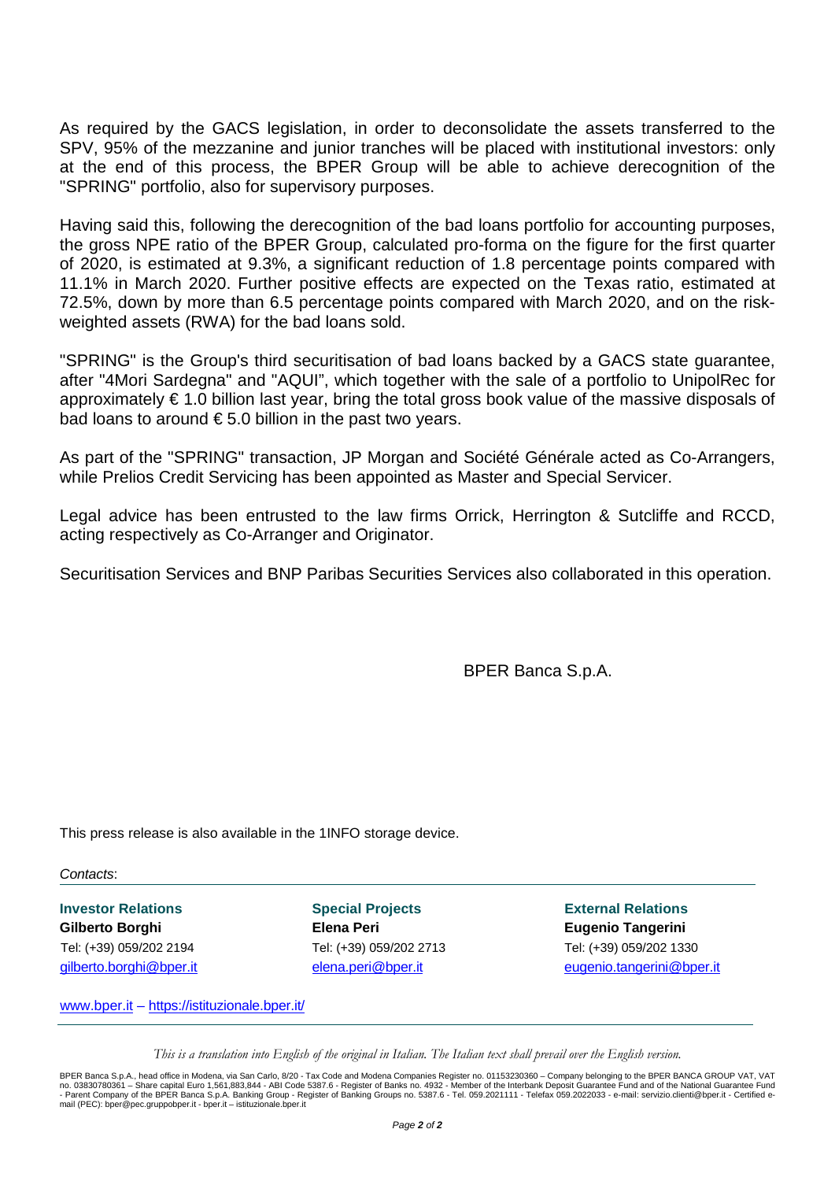As required by the GACS legislation, in order to deconsolidate the assets transferred to the SPV, 95% of the mezzanine and junior tranches will be placed with institutional investors: only at the end of this process, the BPER Group will be able to achieve derecognition of the "SPRING" portfolio, also for supervisory purposes.

Having said this, following the derecognition of the bad loans portfolio for accounting purposes, the gross NPE ratio of the BPER Group, calculated pro-forma on the figure for the first quarter of 2020, is estimated at 9.3%, a significant reduction of 1.8 percentage points compared with 11.1% in March 2020. Further positive effects are expected on the Texas ratio, estimated at 72.5%, down by more than 6.5 percentage points compared with March 2020, and on the risk-weighted assets (RWA) for the bad loans sold.

"SPRING" is the Group's third securitisation of bad loans backed by a GACS state guarantee, after "4Mori Sardegna" and "AQUI", which together with the sale of a portfolio to UnipolRec for approximately € 1.0 billion last year, bring the total gross book value of the massive disposals of bad loans to around € 5.0 billion in the past two years.

As part of the "SPRING" transaction, JP Morgan and Société Générale acted as Co-Arrangers, while Prelios Credit Servicing has been appointed as Master and Special Servicer.

Legal advice has been entrusted to the law firms Orrick, Herrington & Sutcliffe and RCCD, acting respectively as Co-Arranger and Originator.

Securitisation Services and BNP Paribas Securities Services also collaborated in this operation.

BPER Banca S.p.A.

This press release is also available in the 1INFO storage device.

*Contacts*:

| **Investor Relations** | **Special Projects** | **External Relations** |
|---|---|---|
| **Gilberto Borghi** | **Elena Peri** | **Eugenio Tangerini** |
| Tel: (+39) 059/202 2194 | Tel: (+39) 059/202 2713 | Tel: (+39) 059/202 1330 |
| gilberto.borghi@bper.it | elena.peri@bper.it | eugenio.tangerini@bper.it |

www.bper.it – https://istituzionale.bper.it/

*This is a translation into English of the original in Italian. The Italian text shall prevail over the English version.*

BPER Banca S.p.A., head office in Modena, via San Carlo, 8/20 - Tax Code and Modena Companies Register no. 01153230360 – Company belonging to the BPER BANCA GROUP VAT, VAT no. 03830780361 – Share capital Euro 1,561,883,844 - ABI Code 5387.6 - Register of Banks no. 4932 - Member of the Interbank Deposit Guarantee Fund and of the National Guarantee Fund - Parent Company of the BPER Banca S.p.A. Banking Group - Register of Banking Groups no. 5387.6 - Tel. 059.2021111 - Telefax 059.2022033 - e-mail: servizio.clienti@bper.it - Certified e-mail (PEC): bper@pec.gruppobper.it - bper.it – istituzionale.bper.it